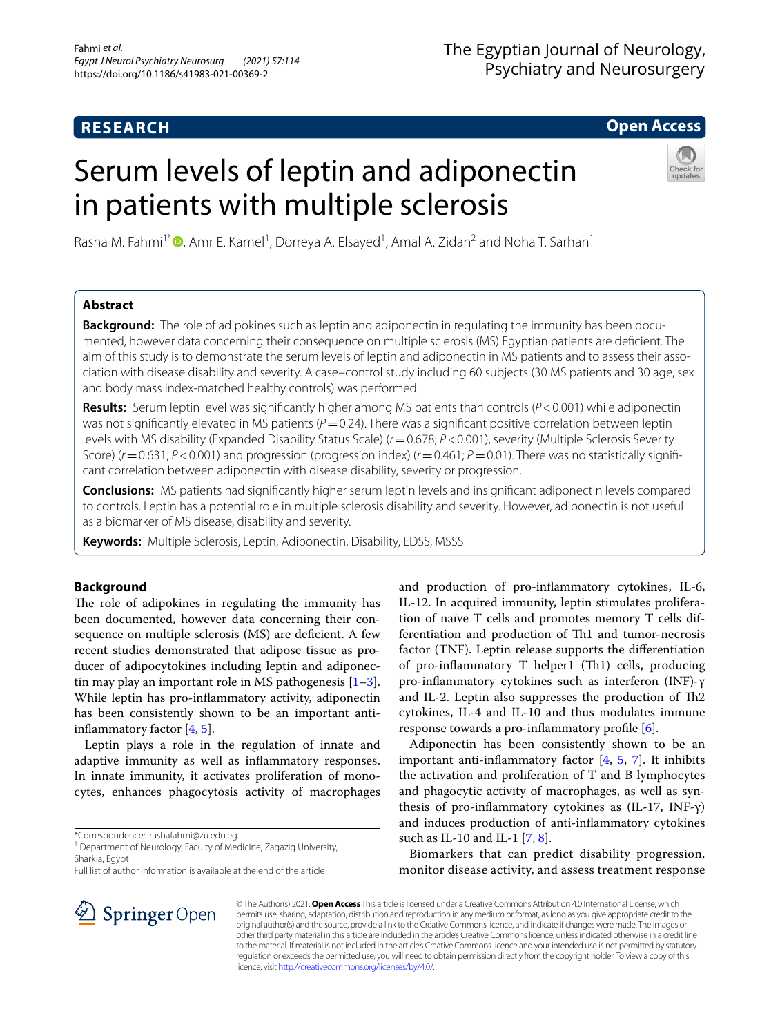**RESEARCH** **Open Access**

# Serum levels of leptin and adiponectin in patients with multiple sclerosis

Rasha M. Fahmi[1*], Amr E. Kamel[1], Dorreya A. Elsayed[1], Amal A. Zidan[2] and Noha T. Sarhan[1]

## Abstract

**Background:** The role of adipokines such as leptin and adiponectin in regulating the immunity has been documented, however data concerning their consequence on multiple sclerosis (MS) Egyptian patients are deficient. The aim of this study is to demonstrate the serum levels of leptin and adiponectin in MS patients and to assess their association with disease disability and severity. A case–control study including 60 subjects (30 MS patients and 30 age, sex and body mass index-matched healthy controls) was performed.

**Results:** Serum leptin level was significantly higher among MS patients than controls ($P < 0.001$) while adiponectin was not significantly elevated in MS patients ($P = 0.24$). There was a significant positive correlation between leptin levels with MS disability (Expanded Disability Status Scale) ($r = 0.678$; $P < 0.001$), severity (Multiple Sclerosis Severity Score) ($r = 0.631$; $P < 0.001$) and progression (progression index) ($r = 0.461$; $P = 0.01$). There was no statistically significant correlation between adiponectin with disease disability, severity or progression.

**Conclusions:** MS patients had significantly higher serum leptin levels and insignificant adiponectin levels compared to controls. Leptin has a potential role in multiple sclerosis disability and severity. However, adiponectin is not useful as a biomarker of MS disease, disability and severity.

**Keywords:** Multiple Sclerosis, Leptin, Adiponectin, Disability, EDSS, MSSS

## Background

The role of adipokines in regulating the immunity has been documented, however data concerning their consequence on multiple sclerosis (MS) are deficient. A few recent studies demonstrated that adipose tissue as producer of adipocytokines including leptin and adiponectin may play an important role in MS pathogenesis [1–3]. While leptin has pro-inflammatory activity, adiponectin has been consistently shown to be an important anti-inflammatory factor [4, 5].

Leptin plays a role in the regulation of innate and adaptive immunity as well as inflammatory responses. In innate immunity, it activates proliferation of monocytes, enhances phagocytosis activity of macrophages and production of pro-inflammatory cytokines, IL-6, IL-12. In acquired immunity, leptin stimulates proliferation of naïve T cells and promotes memory T cells differentiation and production of Th1 and tumor-necrosis factor (TNF). Leptin release supports the differentiation of pro-inflammatory T helper1 (Th1) cells, producing pro-inflammatory cytokines such as interferon (INF)-γ and IL-2. Leptin also suppresses the production of Th2 cytokines, IL-4 and IL-10 and thus modulates immune response towards a pro-inflammatory profile [6].

Adiponectin has been consistently shown to be an important anti-inflammatory factor [4, 5, 7]. It inhibits the activation and proliferation of T and B lymphocytes and phagocytic activity of macrophages, as well as synthesis of pro-inflammatory cytokines as (IL-17, INF-γ) and induces production of anti-inflammatory cytokines such as IL-10 and IL-1 [7, 8].

Biomarkers that can predict disability progression, monitor disease activity, and assess treatment response

*Correspondence: rashafahmi@zu.edu.eg
[1] Department of Neurology, Faculty of Medicine, Zagazig University, Sharkia, Egypt
Full list of author information is available at the end of the article

© The Author(s) 2021. **Open Access** This article is licensed under a Creative Commons Attribution 4.0 International License, which permits use, sharing, adaptation, distribution and reproduction in any medium or format, as long as you give appropriate credit to the original author(s) and the source, provide a link to the Creative Commons licence, and indicate if changes were made. The images or other third party material in this article are included in the article's Creative Commons licence, unless indicated otherwise in a credit line to the material. If material is not included in the article's Creative Commons licence and your intended use is not permitted by statutory regulation or exceeds the permitted use, you will need to obtain permission directly from the copyright holder. To view a copy of this licence, visit http://creativecommons.org/licenses/by/4.0/.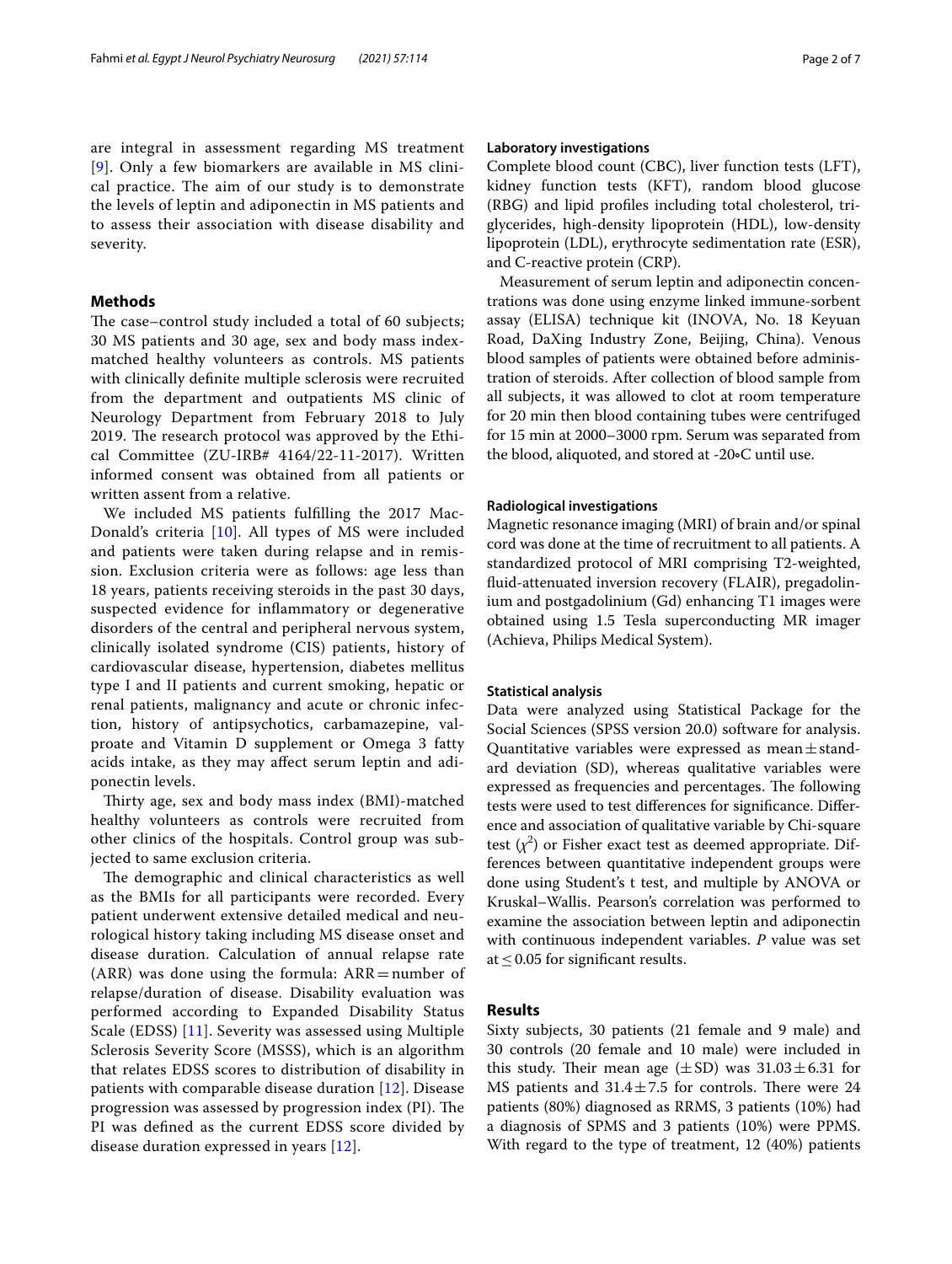are integral in assessment regarding MS treatment [9]. Only a few biomarkers are available in MS clinical practice. The aim of our study is to demonstrate the levels of leptin and adiponectin in MS patients and to assess their association with disease disability and severity.

## Methods

The case–control study included a total of 60 subjects; 30 MS patients and 30 age, sex and body mass index-matched healthy volunteers as controls. MS patients with clinically definite multiple sclerosis were recruited from the department and outpatients MS clinic of Neurology Department from February 2018 to July 2019. The research protocol was approved by the Ethical Committee (ZU-IRB# 4164/22-11-2017). Written informed consent was obtained from all patients or written assent from a relative.

We included MS patients fulfilling the 2017 MacDonald's criteria [10]. All types of MS were included and patients were taken during relapse and in remission. Exclusion criteria were as follows: age less than 18 years, patients receiving steroids in the past 30 days, suspected evidence for inflammatory or degenerative disorders of the central and peripheral nervous system, clinically isolated syndrome (CIS) patients, history of cardiovascular disease, hypertension, diabetes mellitus type I and II patients and current smoking, hepatic or renal patients, malignancy and acute or chronic infection, history of antipsychotics, carbamazepine, valproate and Vitamin D supplement or Omega 3 fatty acids intake, as they may affect serum leptin and adiponectin levels.

Thirty age, sex and body mass index (BMI)-matched healthy volunteers as controls were recruited from other clinics of the hospitals. Control group was subjected to same exclusion criteria.

The demographic and clinical characteristics as well as the BMIs for all participants were recorded. Every patient underwent extensive detailed medical and neurological history taking including MS disease onset and disease duration. Calculation of annual relapse rate (ARR) was done using the formula: ARR = number of relapse/duration of disease. Disability evaluation was performed according to Expanded Disability Status Scale (EDSS) [11]. Severity was assessed using Multiple Sclerosis Severity Score (MSSS), which is an algorithm that relates EDSS scores to distribution of disability in patients with comparable disease duration [12]. Disease progression was assessed by progression index (PI). The PI was defined as the current EDSS score divided by disease duration expressed in years [12].

### Laboratory investigations

Complete blood count (CBC), liver function tests (LFT), kidney function tests (KFT), random blood glucose (RBG) and lipid profiles including total cholesterol, triglycerides, high-density lipoprotein (HDL), low-density lipoprotein (LDL), erythrocyte sedimentation rate (ESR), and C-reactive protein (CRP).

Measurement of serum leptin and adiponectin concentrations was done using enzyme linked immune-sorbent assay (ELISA) technique kit (INOVA, No. 18 Keyuan Road, DaXing Industry Zone, Beijing, China). Venous blood samples of patients were obtained before administration of steroids. After collection of blood sample from all subjects, it was allowed to clot at room temperature for 20 min then blood containing tubes were centrifuged for 15 min at 2000–3000 rpm. Serum was separated from the blood, aliquoted, and stored at -20∘C until use.

### Radiological investigations

Magnetic resonance imaging (MRI) of brain and/or spinal cord was done at the time of recruitment to all patients. A standardized protocol of MRI comprising T2-weighted, fluid-attenuated inversion recovery (FLAIR), pregadolinium and postgadolinium (Gd) enhancing T1 images were obtained using 1.5 Tesla superconducting MR imager (Achieva, Philips Medical System).

### Statistical analysis

Data were analyzed using Statistical Package for the Social Sciences (SPSS version 20.0) software for analysis. Quantitative variables were expressed as mean ± standard deviation (SD), whereas qualitative variables were expressed as frequencies and percentages. The following tests were used to test differences for significance. Difference and association of qualitative variable by Chi-square test ($\chi^2$) or Fisher exact test as deemed appropriate. Differences between quantitative independent groups were done using Student's t test, and multiple by ANOVA or Kruskal–Wallis. Pearson's correlation was performed to examine the association between leptin and adiponectin with continuous independent variables. *P* value was set at ≤ 0.05 for significant results.

## Results

Sixty subjects, 30 patients (21 female and 9 male) and 30 controls (20 female and 10 male) were included in this study. Their mean age (± SD) was 31.03 ± 6.31 for MS patients and 31.4 ± 7.5 for controls. There were 24 patients (80%) diagnosed as RRMS, 3 patients (10%) had a diagnosis of SPMS and 3 patients (10%) were PPMS. With regard to the type of treatment, 12 (40%) patients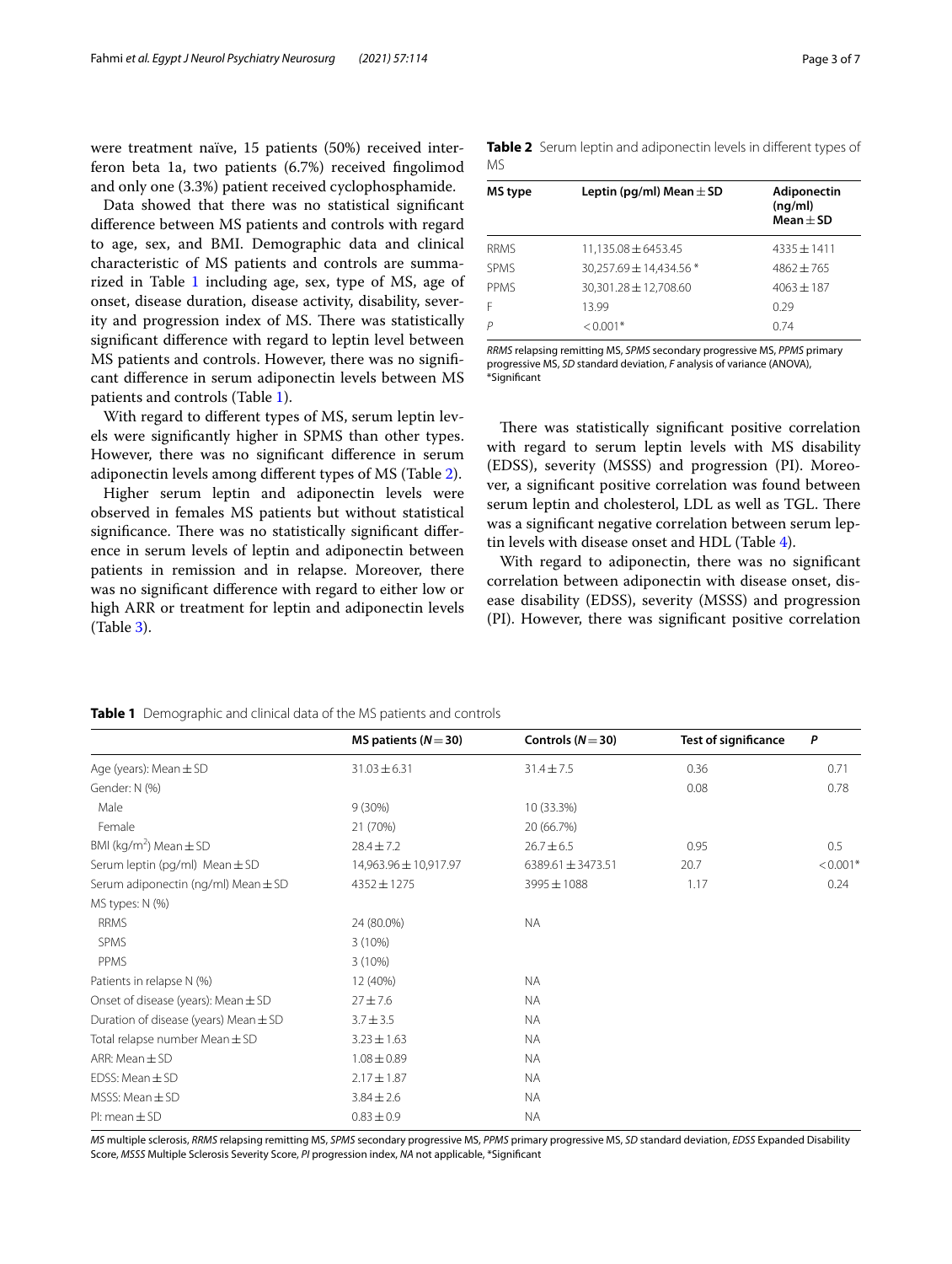were treatment naïve, 15 patients (50%) received interferon beta 1a, two patients (6.7%) received fingolimod and only one (3.3%) patient received cyclophosphamide.

Data showed that there was no statistical significant difference between MS patients and controls with regard to age, sex, and BMI. Demographic data and clinical characteristic of MS patients and controls are summarized in Table 1 including age, sex, type of MS, age of onset, disease duration, disease activity, disability, severity and progression index of MS. There was statistically significant difference with regard to leptin level between MS patients and controls. However, there was no significant difference in serum adiponectin levels between MS patients and controls (Table 1).

With regard to different types of MS, serum leptin levels were significantly higher in SPMS than other types. However, there was no significant difference in serum adiponectin levels among different types of MS (Table 2).

Higher serum leptin and adiponectin levels were observed in females MS patients but without statistical significance. There was no statistically significant difference in serum levels of leptin and adiponectin between patients in remission and in relapse. Moreover, there was no significant difference with regard to either low or high ARR or treatment for leptin and adiponectin levels (Table 3).

**Table 2** Serum leptin and adiponectin levels in different types of MS

| MS type | Leptin (pg/ml) Mean ± SD | Adiponectin (ng/ml) Mean ± SD |
|---|---|---|
| RRMS | 11,135.08 ± 6453.45 | 4335 ± 1411 |
| SPMS | 30,257.69 ± 14,434.56 * | 4862 ± 765 |
| PPMS | 30,301.28 ± 12,708.60 | 4063 ± 187 |
| F | 13.99 | 0.29 |
| *P* | < 0.001* | 0.74 |

*RRMS* relapsing remitting MS, *SPMS* secondary progressive MS, *PPMS* primary progressive MS, *SD* standard deviation, *F* analysis of variance (ANOVA), *Significant

There was statistically significant positive correlation with regard to serum leptin levels with MS disability (EDSS), severity (MSSS) and progression (PI). Moreover, a significant positive correlation was found between serum leptin and cholesterol, LDL as well as TGL. There was a significant negative correlation between serum leptin levels with disease onset and HDL (Table 4).

With regard to adiponectin, there was no significant correlation between adiponectin with disease onset, disease disability (EDSS), severity (MSSS) and progression (PI). However, there was significant positive correlation

**Table 1** Demographic and clinical data of the MS patients and controls

| | MS patients (*N* = 30) | Controls (*N* = 30) | Test of significance | *P* |
|---|---|---|---|---|
| Age (years): Mean ± SD | 31.03 ± 6.31 | 31.4 ± 7.5 | 0.36 | 0.71 |
| Gender: N (%) | | | 0.08 | 0.78 |
| Male | 9 (30%) | 10 (33.3%) | | |
| Female | 21 (70%) | 20 (66.7%) | | |
| BMI (kg/m$^2$) Mean ± SD | 28.4 ± 7.2 | 26.7 ± 6.5 | 0.95 | 0.5 |
| Serum leptin (pg/ml) Mean ± SD | 14,963.96 ± 10,917.97 | 6389.61 ± 3473.51 | 20.7 | < 0.001* |
| Serum adiponectin (ng/ml) Mean ± SD | 4352 ± 1275 | 3995 ± 1088 | 1.17 | 0.24 |
| MS types: N (%) | | | | |
| RRMS | 24 (80.0%) | NA | | |
| SPMS | 3 (10%) | | | |
| PPMS | 3 (10%) | | | |
| Patients in relapse N (%) | 12 (40%) | NA | | |
| Onset of disease (years): Mean ± SD | 27 ± 7.6 | NA | | |
| Duration of disease (years) Mean ± SD | 3.7 ± 3.5 | NA | | |
| Total relapse number Mean ± SD | 3.23 ± 1.63 | NA | | |
| ARR: Mean ± SD | 1.08 ± 0.89 | NA | | |
| EDSS: Mean ± SD | 2.17 ± 1.87 | NA | | |
| MSSS: Mean ± SD | 3.84 ± 2.6 | NA | | |
| PI: mean ± SD | 0.83 ± 0.9 | NA | | |

*MS* multiple sclerosis, *RRMS* relapsing remitting MS, *SPMS* secondary progressive MS, *PPMS* primary progressive MS, *SD* standard deviation, *EDSS* Expanded Disability Score, *MSSS* Multiple Sclerosis Severity Score, *PI* progression index, *NA* not applicable, *Significant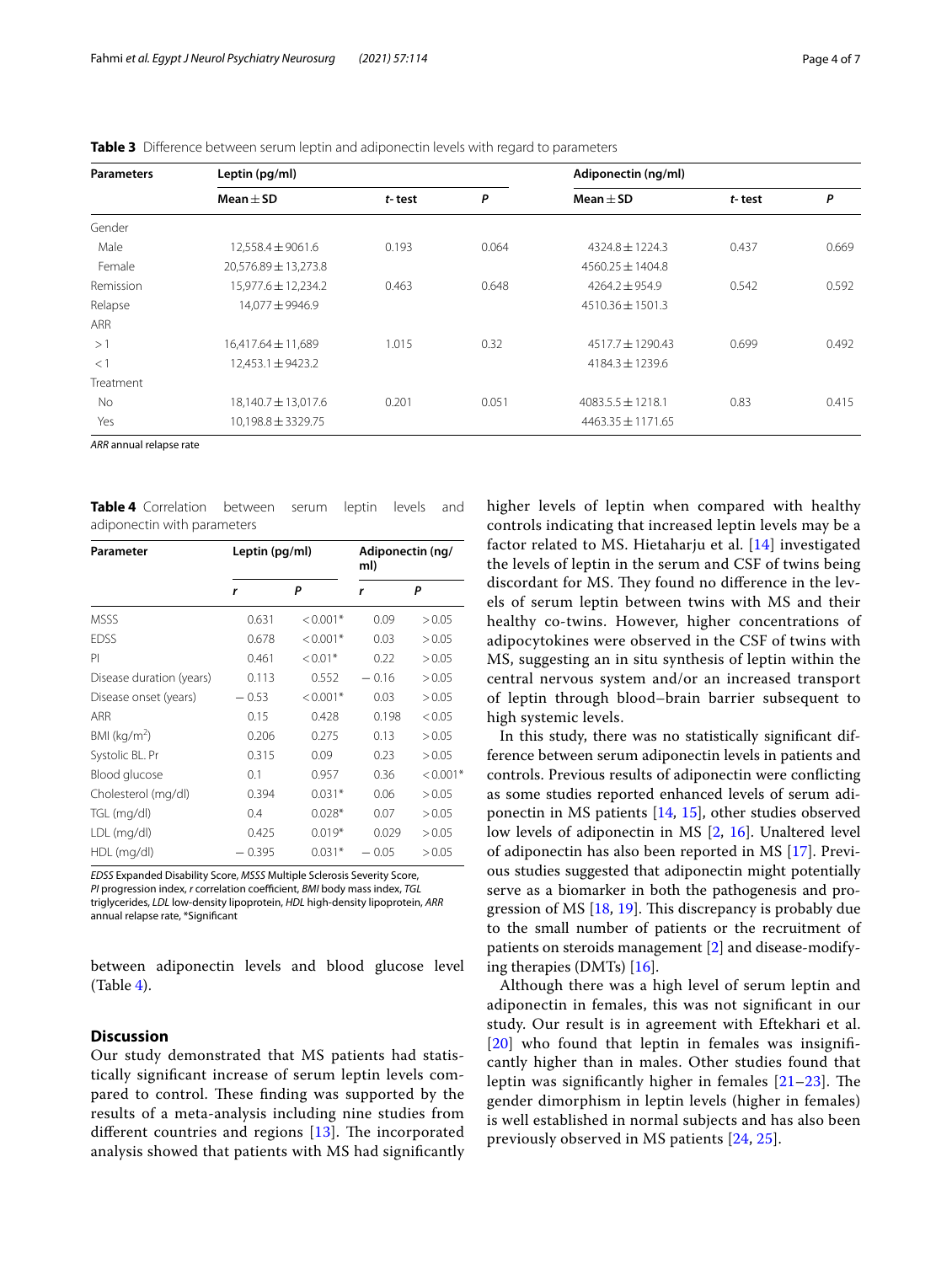**Table 3** Difference between serum leptin and adiponectin levels with regard to parameters

| Parameters | Leptin (pg/ml) | | | Adiponectin (ng/ml) | | |
|---|---|---|---|---|---|---|
| | Mean ± SD | *t*- test | *P* | Mean ± SD | *t*- test | *P* |
| Gender | | | | | | |
| Male | 12,558.4 ± 9061.6 | 0.193 | 0.064 | 4324.8 ± 1224.3 | 0.437 | 0.669 |
| Female | 20,576.89 ± 13,273.8 | | | 4560.25 ± 1404.8 | | |
| Remission | 15,977.6 ± 12,234.2 | 0.463 | 0.648 | 4264.2 ± 954.9 | 0.542 | 0.592 |
| Relapse | 14,077 ± 9946.9 | | | 4510.36 ± 1501.3 | | |
| ARR | | | | | | |
| > 1 | 16,417.64 ± 11,689 | 1.015 | 0.32 | 4517.7 ± 1290.43 | 0.699 | 0.492 |
| < 1 | 12,453.1 ± 9423.2 | | | 4184.3 ± 1239.6 | | |
| Treatment | | | | | | |
| No | 18,140.7 ± 13,017.6 | 0.201 | 0.051 | 4083.5.5 ± 1218.1 | 0.83 | 0.415 |
| Yes | 10,198.8 ± 3329.75 | | | 4463.35 ± 1171.65 | | |

*ARR* annual relapse rate

**Table 4** Correlation between serum leptin levels and adiponectin with parameters

| Parameter | Leptin (pg/ml) | | Adiponectin (ng/ml) | |
|---|---|---|---|---|
| | *r* | *P* | *r* | *P* |
| MSSS | 0.631 | < 0.001* | 0.09 | > 0.05 |
| EDSS | 0.678 | < 0.001* | 0.03 | > 0.05 |
| PI | 0.461 | < 0.01* | 0.22 | > 0.05 |
| Disease duration (years) | 0.113 | 0.552 | − 0.16 | > 0.05 |
| Disease onset (years) | − 0.53 | < 0.001* | 0.03 | > 0.05 |
| ARR | 0.15 | 0.428 | 0.198 | < 0.05 |
| BMI (kg/m$^2$) | 0.206 | 0.275 | 0.13 | > 0.05 |
| Systolic BL. Pr | 0.315 | 0.09 | 0.23 | > 0.05 |
| Blood glucose | 0.1 | 0.957 | 0.36 | < 0.001* |
| Cholesterol (mg/dl) | 0.394 | 0.031* | 0.06 | > 0.05 |
| TGL (mg/dl) | 0.4 | 0.028* | 0.07 | > 0.05 |
| LDL (mg/dl) | 0.425 | 0.019* | 0.029 | > 0.05 |
| HDL (mg/dl) | − 0.395 | 0.031* | − 0.05 | > 0.05 |

*EDSS* Expanded Disability Score, *MSSS* Multiple Sclerosis Severity Score, *PI* progression index, *r* correlation coefficient, *BMI* body mass index, *TGL* triglycerides, *LDL* low-density lipoprotein, *HDL* high-density lipoprotein, *ARR* annual relapse rate, *Significant

between adiponectin levels and blood glucose level (Table 4).

## Discussion

Our study demonstrated that MS patients had statistically significant increase of serum leptin levels compared to control. These finding was supported by the results of a meta-analysis including nine studies from different countries and regions [13]. The incorporated analysis showed that patients with MS had significantly higher levels of leptin when compared with healthy controls indicating that increased leptin levels may be a factor related to MS. Hietaharju et al. [14] investigated the levels of leptin in the serum and CSF of twins being discordant for MS. They found no difference in the levels of serum leptin between twins with MS and their healthy co-twins. However, higher concentrations of adipocytokines were observed in the CSF of twins with MS, suggesting an in situ synthesis of leptin within the central nervous system and/or an increased transport of leptin through blood–brain barrier subsequent to high systemic levels.

In this study, there was no statistically significant difference between serum adiponectin levels in patients and controls. Previous results of adiponectin were conflicting as some studies reported enhanced levels of serum adiponectin in MS patients [14, 15], other studies observed low levels of adiponectin in MS [2, 16]. Unaltered level of adiponectin has also been reported in MS [17]. Previous studies suggested that adiponectin might potentially serve as a biomarker in both the pathogenesis and progression of MS [18, 19]. This discrepancy is probably due to the small number of patients or the recruitment of patients on steroids management [2] and disease-modifying therapies (DMTs) [16].

Although there was a high level of serum leptin and adiponectin in females, this was not significant in our study. Our result is in agreement with Eftekhari et al. [20] who found that leptin in females was insignificantly higher than in males. Other studies found that leptin was significantly higher in females [21–23]. The gender dimorphism in leptin levels (higher in females) is well established in normal subjects and has also been previously observed in MS patients [24, 25].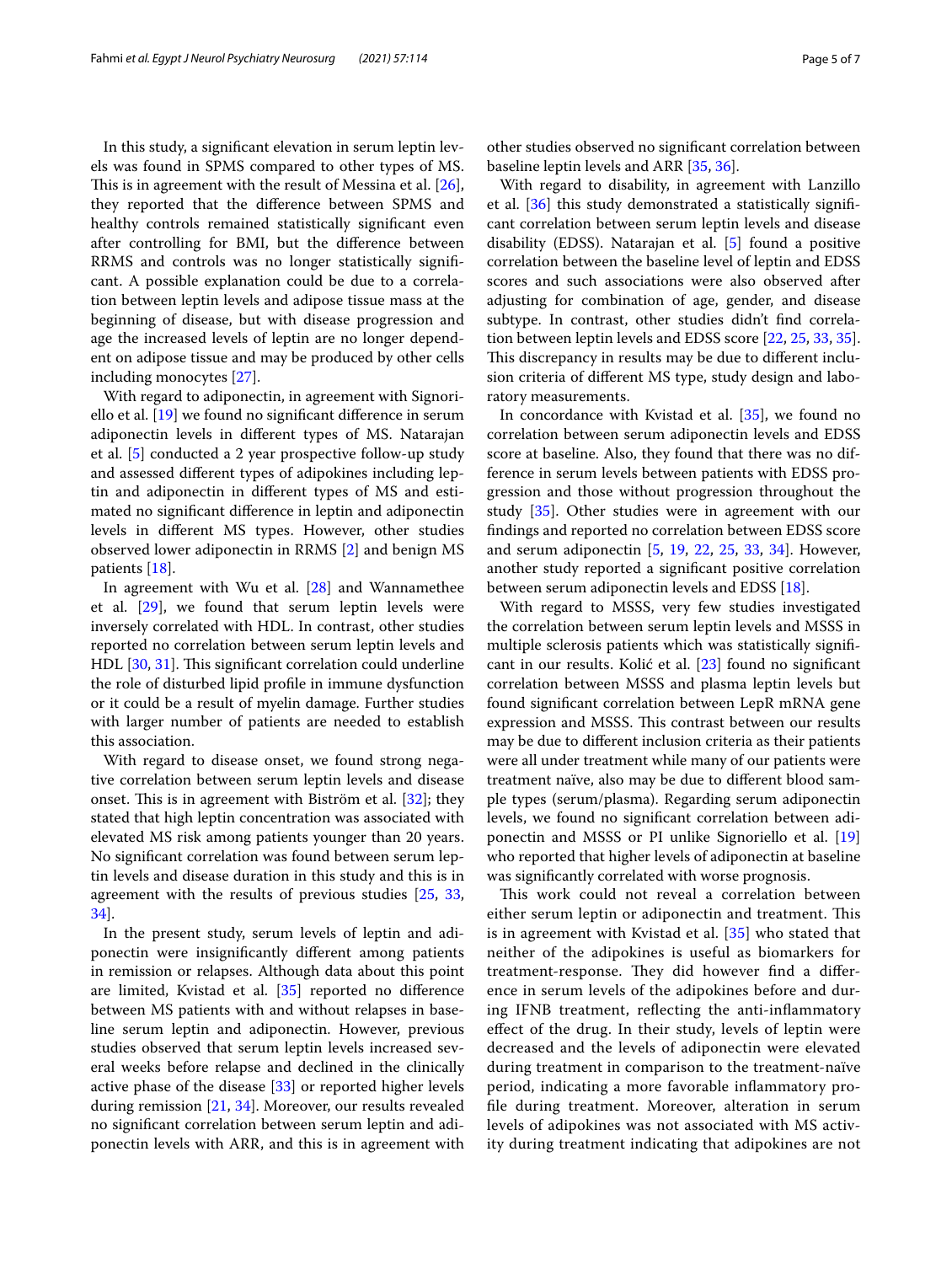In this study, a significant elevation in serum leptin levels was found in SPMS compared to other types of MS. This is in agreement with the result of Messina et al. [26], they reported that the difference between SPMS and healthy controls remained statistically significant even after controlling for BMI, but the difference between RRMS and controls was no longer statistically significant. A possible explanation could be due to a correlation between leptin levels and adipose tissue mass at the beginning of disease, but with disease progression and age the increased levels of leptin are no longer dependent on adipose tissue and may be produced by other cells including monocytes [27].

With regard to adiponectin, in agreement with Signoriello et al. [19] we found no significant difference in serum adiponectin levels in different types of MS. Natarajan et al. [5] conducted a 2 year prospective follow-up study and assessed different types of adipokines including leptin and adiponectin in different types of MS and estimated no significant difference in leptin and adiponectin levels in different MS types. However, other studies observed lower adiponectin in RRMS [2] and benign MS patients [18].

In agreement with Wu et al. [28] and Wannamethee et al. [29], we found that serum leptin levels were inversely correlated with HDL. In contrast, other studies reported no correlation between serum leptin levels and HDL [30, 31]. This significant correlation could underline the role of disturbed lipid profile in immune dysfunction or it could be a result of myelin damage. Further studies with larger number of patients are needed to establish this association.

With regard to disease onset, we found strong negative correlation between serum leptin levels and disease onset. This is in agreement with Biström et al. [32]; they stated that high leptin concentration was associated with elevated MS risk among patients younger than 20 years. No significant correlation was found between serum leptin levels and disease duration in this study and this is in agreement with the results of previous studies [25, 33, 34].

In the present study, serum levels of leptin and adiponectin were insignificantly different among patients in remission or relapses. Although data about this point are limited, Kvistad et al. [35] reported no difference between MS patients with and without relapses in baseline serum leptin and adiponectin. However, previous studies observed that serum leptin levels increased several weeks before relapse and declined in the clinically active phase of the disease [33] or reported higher levels during remission [21, 34]. Moreover, our results revealed no significant correlation between serum leptin and adiponectin levels with ARR, and this is in agreement with other studies observed no significant correlation between baseline leptin levels and ARR [35, 36].

With regard to disability, in agreement with Lanzillo et al. [36] this study demonstrated a statistically significant correlation between serum leptin levels and disease disability (EDSS). Natarajan et al. [5] found a positive correlation between the baseline level of leptin and EDSS scores and such associations were also observed after adjusting for combination of age, gender, and disease subtype. In contrast, other studies didn't find correlation between leptin levels and EDSS score [22, 25, 33, 35]. This discrepancy in results may be due to different inclusion criteria of different MS type, study design and laboratory measurements.

In concordance with Kvistad et al. [35], we found no correlation between serum adiponectin levels and EDSS score at baseline. Also, they found that there was no difference in serum levels between patients with EDSS progression and those without progression throughout the study [35]. Other studies were in agreement with our findings and reported no correlation between EDSS score and serum adiponectin [5, 19, 22, 25, 33, 34]. However, another study reported a significant positive correlation between serum adiponectin levels and EDSS [18].

With regard to MSSS, very few studies investigated the correlation between serum leptin levels and MSSS in multiple sclerosis patients which was statistically significant in our results. Kolić et al. [23] found no significant correlation between MSSS and plasma leptin levels but found significant correlation between LepR mRNA gene expression and MSSS. This contrast between our results may be due to different inclusion criteria as their patients were all under treatment while many of our patients were treatment naïve, also may be due to different blood sample types (serum/plasma). Regarding serum adiponectin levels, we found no significant correlation between adiponectin and MSSS or PI unlike Signoriello et al. [19] who reported that higher levels of adiponectin at baseline was significantly correlated with worse prognosis.

This work could not reveal a correlation between either serum leptin or adiponectin and treatment. This is in agreement with Kvistad et al. [35] who stated that neither of the adipokines is useful as biomarkers for treatment-response. They did however find a difference in serum levels of the adipokines before and during IFNB treatment, reflecting the anti-inflammatory effect of the drug. In their study, levels of leptin were decreased and the levels of adiponectin were elevated during treatment in comparison to the treatment-naïve period, indicating a more favorable inflammatory profile during treatment. Moreover, alteration in serum levels of adipokines was not associated with MS activity during treatment indicating that adipokines are not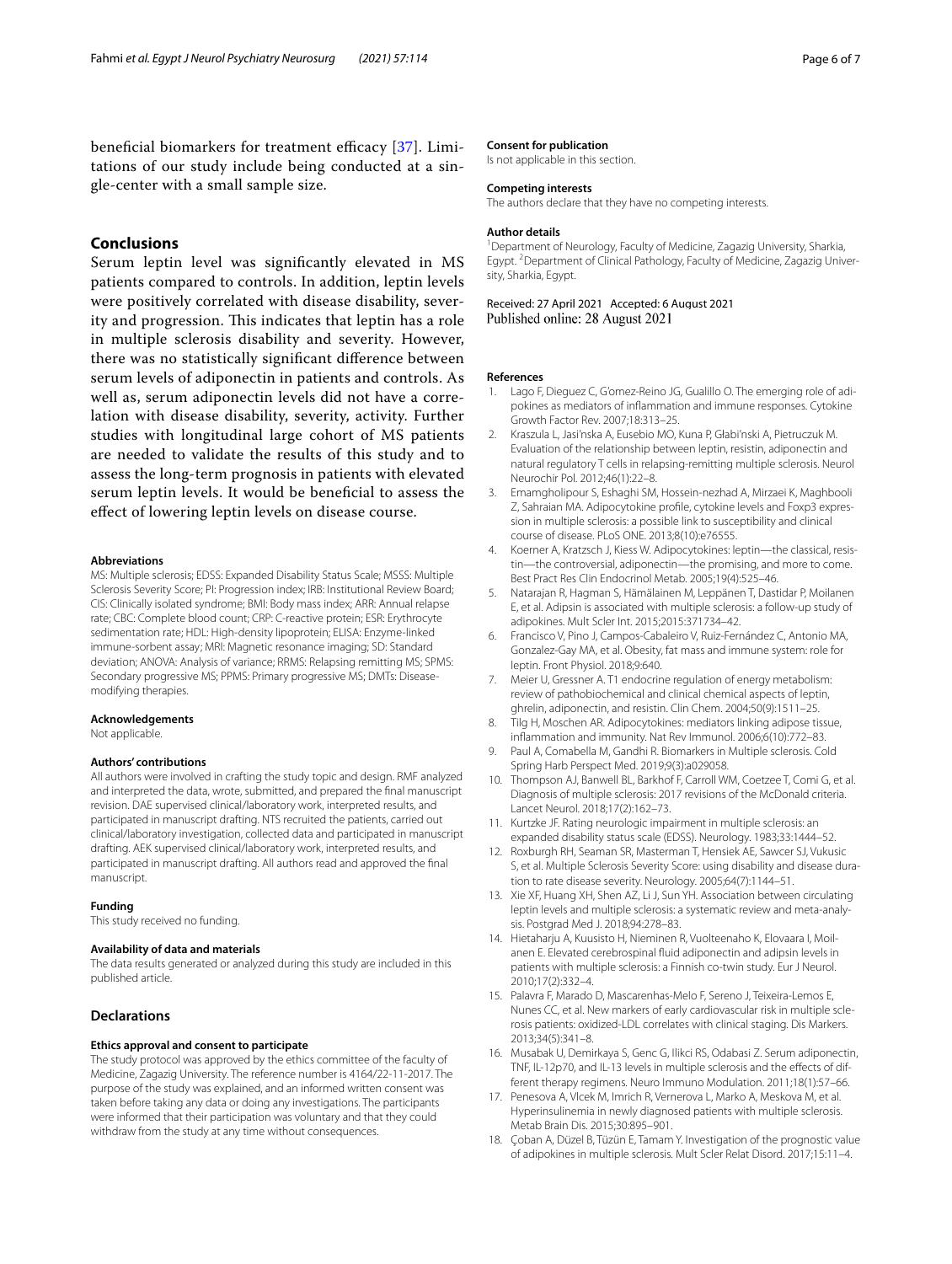beneficial biomarkers for treatment efficacy [37]. Limitations of our study include being conducted at a single-center with a small sample size.

## Conclusions

Serum leptin level was significantly elevated in MS patients compared to controls. In addition, leptin levels were positively correlated with disease disability, severity and progression. This indicates that leptin has a role in multiple sclerosis disability and severity. However, there was no statistically significant difference between serum levels of adiponectin in patients and controls. As well as, serum adiponectin levels did not have a correlation with disease disability, severity, activity. Further studies with longitudinal large cohort of MS patients are needed to validate the results of this study and to assess the long-term prognosis in patients with elevated serum leptin levels. It would be beneficial to assess the effect of lowering leptin levels on disease course.

#### Abbreviations

MS: Multiple sclerosis; EDSS: Expanded Disability Status Scale; MSSS: Multiple Sclerosis Severity Score; PI: Progression index; IRB: Institutional Review Board; CIS: Clinically isolated syndrome; BMI: Body mass index; ARR: Annual relapse rate; CBC: Complete blood count; CRP: C-reactive protein; ESR: Erythrocyte sedimentation rate; HDL: High-density lipoprotein; ELISA: Enzyme-linked immune-sorbent assay; MRI: Magnetic resonance imaging; SD: Standard deviation; ANOVA: Analysis of variance; RRMS: Relapsing remitting MS; SPMS: Secondary progressive MS; PPMS: Primary progressive MS; DMTs: Disease-modifying therapies.

#### Acknowledgements

Not applicable.

#### Authors' contributions

All authors were involved in crafting the study topic and design. RMF analyzed and interpreted the data, wrote, submitted, and prepared the final manuscript revision. DAE supervised clinical/laboratory work, interpreted results, and participated in manuscript drafting. NTS recruited the patients, carried out clinical/laboratory investigation, collected data and participated in manuscript drafting. AEK supervised clinical/laboratory work, interpreted results, and participated in manuscript drafting. All authors read and approved the final manuscript.

#### Funding

This study received no funding.

#### Availability of data and materials

The data results generated or analyzed during this study are included in this published article.

## Declarations

#### Ethics approval and consent to participate

The study protocol was approved by the ethics committee of the faculty of Medicine, Zagazig University. The reference number is 4164/22-11-2017. The purpose of the study was explained, and an informed written consent was taken before taking any data or doing any investigations. The participants were informed that their participation was voluntary and that they could withdraw from the study at any time without consequences.

#### Consent for publication

Is not applicable in this section.

#### Competing interests

The authors declare that they have no competing interests.

#### Author details

[1]Department of Neurology, Faculty of Medicine, Zagazig University, Sharkia, Egypt. [2]Department of Clinical Pathology, Faculty of Medicine, Zagazig University, Sharkia, Egypt.

Received: 27 April 2021 Accepted: 6 August 2021
Published online: 28 August 2021

#### References

1. Lago F, Dieguez C, G'omez-Reino JG, Gualillo O. The emerging role of adipokines as mediators of inflammation and immune responses. Cytokine Growth Factor Rev. 2007;18:313–25.
2. Kraszula L, Jasi'nska A, Eusebio MO, Kuna P, Głabi'nski A, Pietruczuk M. Evaluation of the relationship between leptin, resistin, adiponectin and natural regulatory T cells in relapsing-remitting multiple sclerosis. Neurol Neurochir Pol. 2012;46(1):22–8.
3. Emamgholipour S, Eshaghi SM, Hossein-nezhad A, Mirzaei K, Maghbooli Z, Sahraian MA. Adipocytokine profile, cytokine levels and Foxp3 expression in multiple sclerosis: a possible link to susceptibility and clinical course of disease. PLoS ONE. 2013;8(10):e76555.
4. Koerner A, Kratzsch J, Kiess W. Adipocytokines: leptin—the classical, resistin—the controversial, adiponectin—the promising, and more to come. Best Pract Res Clin Endocrinol Metab. 2005;19(4):525–46.
5. Natarajan R, Hagman S, Hämälainen M, Leppänen T, Dastidar P, Moilanen E, et al. Adipsin is associated with multiple sclerosis: a follow-up study of adipokines. Mult Scler Int. 2015;2015:371734–42.
6. Francisco V, Pino J, Campos-Cabaleiro V, Ruiz-Fernández C, Antonio MA, Gonzalez-Gay MA, et al. Obesity, fat mass and immune system: role for leptin. Front Physiol. 2018;9:640.
7. Meier U, Gressner A. T1 endocrine regulation of energy metabolism: review of pathobiochemical and clinical chemical aspects of leptin, ghrelin, adiponectin, and resistin. Clin Chem. 2004;50(9):1511–25.
8. Tilg H, Moschen AR. Adipocytokines: mediators linking adipose tissue, inflammation and immunity. Nat Rev Immunol. 2006;6(10):772–83.
9. Paul A, Comabella M, Gandhi R. Biomarkers in Multiple sclerosis. Cold Spring Harb Perspect Med. 2019;9(3):a029058.
10. Thompson AJ, Banwell BL, Barkhof F, Carroll WM, Coetzee T, Comi G, et al. Diagnosis of multiple sclerosis: 2017 revisions of the McDonald criteria. Lancet Neurol. 2018;17(2):162–73.
11. Kurtzke JF. Rating neurologic impairment in multiple sclerosis: an expanded disability status scale (EDSS). Neurology. 1983;33:1444–52.
12. Roxburgh RH, Seaman SR, Masterman T, Hensiek AE, Sawcer SJ, Vukusic S, et al. Multiple Sclerosis Severity Score: using disability and disease duration to rate disease severity. Neurology. 2005;64(7):1144–51.
13. Xie XF, Huang XH, Shen AZ, Li J, Sun YH. Association between circulating leptin levels and multiple sclerosis: a systematic review and meta-analysis. Postgrad Med J. 2018;94:278–83.
14. Hietaharju A, Kuusisto H, Nieminen R, Vuolteenaho K, Elovaara I, Moilanen E. Elevated cerebrospinal fluid adiponectin and adipsin levels in patients with multiple sclerosis: a Finnish co-twin study. Eur J Neurol. 2010;17(2):332–4.
15. Palavra F, Marado D, Mascarenhas-Melo F, Sereno J, Teixeira-Lemos E, Nunes CC, et al. New markers of early cardiovascular risk in multiple sclerosis patients: oxidized-LDL correlates with clinical staging. Dis Markers. 2013;34(5):341–8.
16. Musabak U, Demirkaya S, Genc G, Ilikci RS, Odabasi Z. Serum adiponectin, TNF, IL-12p70, and IL-13 levels in multiple sclerosis and the effects of different therapy regimens. Neuro Immuno Modulation. 2011;18(1):57–66.
17. Penesova A, Vlcek M, Imrich R, Vernerova L, Marko A, Meskova M, et al. Hyperinsulinemia in newly diagnosed patients with multiple sclerosis. Metab Brain Dis. 2015;30:895–901.
18. Çoban A, Düzel B, Tüzün E, Tamam Y. Investigation of the prognostic value of adipokines in multiple sclerosis. Mult Scler Relat Disord. 2017;15:11–4.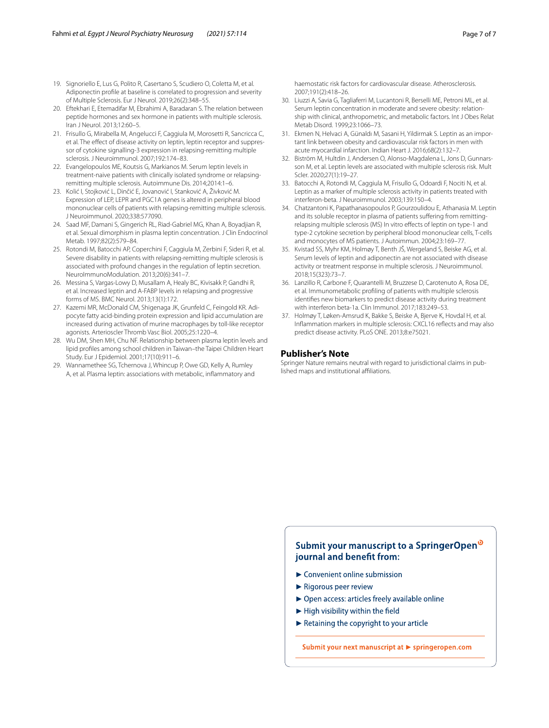19. Signoriello E, Lus G, Polito R, Casertano S, Scudiero O, Coletta M, et al. Adiponectin profile at baseline is correlated to progression and severity of Multiple Sclerosis. Eur J Neurol. 2019;26(2):348–55.
20. Eftekhari E, Etemadifar M, Ebrahimi A, Baradaran S. The relation between peptide hormones and sex hormone in patients with multiple sclerosis. Iran J Neurol. 2013;12:60–5.
21. Frisullo G, Mirabella M, Angelucci F, Caggiula M, Morosetti R, Sancricca C, et al. The effect of disease activity on leptin, leptin receptor and suppressor of cytokine signalling-3 expression in relapsing-remitting multiple sclerosis. J Neuroimmunol. 2007;192:174–83.
22. Evangelopoulos ME, Koutsis G, Markianos M. Serum leptin levels in treatment-naive patients with clinically isolated syndrome or relapsing-remitting multiple sclerosis. Autoimmune Dis. 2014;2014:1–6.
23. Kolić I, Stojković L, Dinčić E, Jovanović I, Stanković A, Živković M. Expression of LEP, LEPR and PGC1A genes is altered in peripheral blood mononuclear cells of patients with relapsing-remitting multiple sclerosis. J Neuroimmunol. 2020;338:577090.
24. Saad MF, Damani S, Gingerich RL, Riad-Gabriel MG, Khan A, Boyadjian R, et al. Sexual dimorphism in plasma leptin concentration. J Clin Endocrinol Metab. 1997;82(2):579–84.
25. Rotondi M, Batocchi AP, Coperchini F, Caggiula M, Zerbini F, Sideri R, et al. Severe disability in patients with relapsing-remitting multiple sclerosis is associated with profound changes in the regulation of leptin secretion. NeuroImmunoModulation. 2013;20(6):341–7.
26. Messina S, Vargas-Lowy D, Musallam A, Healy BC, Kivisakk P, Gandhi R, et al. Increased leptin and A-FABP levels in relapsing and progressive forms of MS. BMC Neurol. 2013;13(1):172.
27. Kazemi MR, McDonald CM, Shigenaga JK, Grunfeld C, Feingold KR. Adipocyte fatty acid-binding protein expression and lipid accumulation are increased during activation of murine macrophages by toll-like receptor agonists. Arterioscler Thromb Vasc Biol. 2005;25:1220–4.
28. Wu DM, Shen MH, Chu NF. Relationship between plasma leptin levels and lipid profiles among school children in Taiwan–the Taipei Children Heart Study. Eur J Epidemiol. 2001;17(10):911–6.
29. Wannamethee SG, Tchernova J, Whincup P, Owe GD, Kelly A, Rumley A, et al. Plasma leptin: associations with metabolic, inflammatory and haemostatic risk factors for cardiovascular disease. Atherosclerosis. 2007;191(2):418–26.
30. Liuzzi A, Savia G, Tagliaferri M, Lucantoni R, Berselli ME, Petroni ML, et al. Serum leptin concentration in moderate and severe obesity: relationship with clinical, anthropometric, and metabolic factors. Int J Obes Relat Metab Disord. 1999;23:1066–73.
31. Ekmen N, Helvaci A, Günaldı M, Sasani H, Yildirmak S. Leptin as an important link between obesity and cardiovascular risk factors in men with acute myocardial infarction. Indian Heart J. 2016;68(2):132–7.
32. Biström M, Hultdin J, Andersen O, Alonso-Magdalena L, Jons D, Gunnarsson M, et al. Leptin levels are associated with multiple sclerosis risk. Mult Scler. 2020;27(1):19–27.
33. Batocchi A, Rotondi M, Caggiula M, Frisullo G, Odoardi F, Nociti N, et al. Leptin as a marker of multiple sclerosis activity in patients treated with interferon-beta. J Neuroimmunol. 2003;139:150–4.
34. Chatzantoni K, Papathanasopoulos P, Gourzoulidou E, Athanasia M. Leptin and its soluble receptor in plasma of patients suffering from remitting-relapsing multiple sclerosis (MS) In vitro effects of leptin on type-1 and type-2 cytokine secretion by peripheral blood mononuclear cells, T-cells and monocytes of MS patients. J Autoimmun. 2004;23:169–77.
35. Kvistad SS, Myhr KM, Holmøy T, Benth JŠ, Wergeland S, Beiske AG, et al. Serum levels of leptin and adiponectin are not associated with disease activity or treatment response in multiple sclerosis. J Neuroimmunol. 2018;15(323):73–7.
36. Lanzillo R, Carbone F, Quarantelli M, Bruzzese D, Carotenuto A, Rosa DE, et al. Immunometabolic profiling of patients with multiple sclerosis identifies new biomarkers to predict disease activity during treatment with interferon beta-1a. Clin Immunol. 2017;183:249–53.
37. Holmøy T, Løken-Amsrud K, Bakke S, Beiske A, Bjerve K, Hovdal H, et al. Inflammation markers in multiple sclerosis: CXCL16 reflects and may also predict disease activity. PLoS ONE. 2013;8:e75021.

## Publisher's Note

Springer Nature remains neutral with regard to jurisdictional claims in published maps and institutional affiliations.

**Submit your manuscript to a SpringerOpen journal and benefit from:**

- ► Convenient online submission
- ► Rigorous peer review
- ► Open access: articles freely available online
- ► High visibility within the field
- ► Retaining the copyright to your article

**Submit your next manuscript at ► springeropen.com**